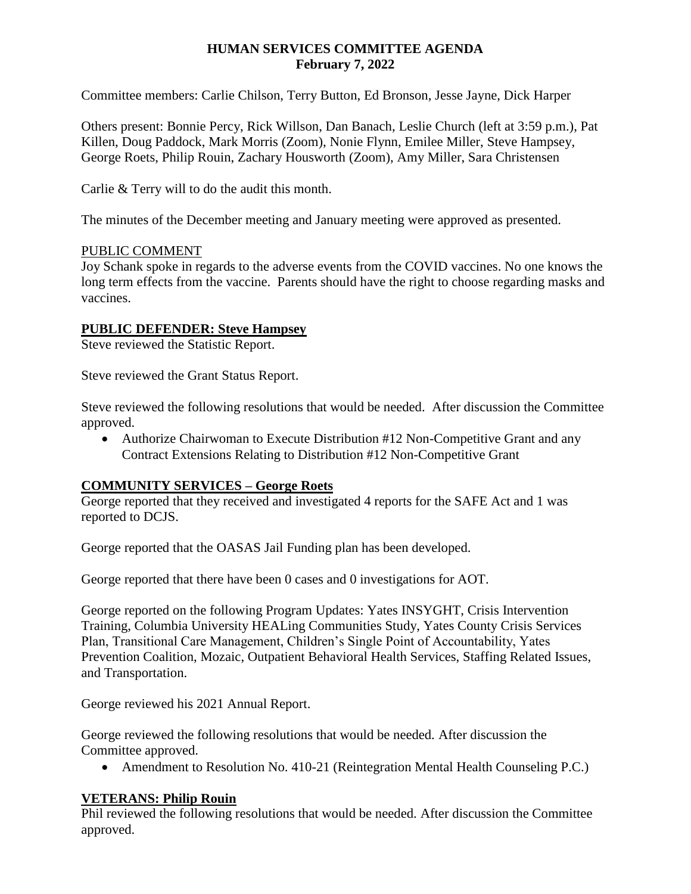**HUMAN SERVICES COMMITTEE AGENDA**
**February 7, 2022**

Committee members: Carlie Chilson, Terry Button, Ed Bronson, Jesse Jayne, Dick Harper

Others present: Bonnie Percy, Rick Willson, Dan Banach, Leslie Church (left at 3:59 p.m.), Pat Killen, Doug Paddock, Mark Morris (Zoom), Nonie Flynn, Emilee Miller, Steve Hampsey, George Roets, Philip Rouin, Zachary Housworth (Zoom), Amy Miller, Sara Christensen

Carlie & Terry will to do the audit this month.

The minutes of the December meeting and January meeting were approved as presented.

PUBLIC COMMENT

Joy Schank spoke in regards to the adverse events from the COVID vaccines. No one knows the long term effects from the vaccine. Parents should have the right to choose regarding masks and vaccines.

**PUBLIC DEFENDER: Steve Hampsey**

Steve reviewed the Statistic Report.

Steve reviewed the Grant Status Report.

Steve reviewed the following resolutions that would be needed. After discussion the Committee approved.

- Authorize Chairwoman to Execute Distribution #12 Non-Competitive Grant and any Contract Extensions Relating to Distribution #12 Non-Competitive Grant

**COMMUNITY SERVICES – George Roets**

George reported that they received and investigated 4 reports for the SAFE Act and 1 was reported to DCJS.

George reported that the OASAS Jail Funding plan has been developed.

George reported that there have been 0 cases and 0 investigations for AOT.

George reported on the following Program Updates: Yates INSYGHT, Crisis Intervention Training, Columbia University HEALing Communities Study, Yates County Crisis Services Plan, Transitional Care Management, Children's Single Point of Accountability, Yates Prevention Coalition, Mozaic, Outpatient Behavioral Health Services, Staffing Related Issues, and Transportation.

George reviewed his 2021 Annual Report.

George reviewed the following resolutions that would be needed. After discussion the Committee approved.

- Amendment to Resolution No. 410-21 (Reintegration Mental Health Counseling P.C.)

**VETERANS: Philip Rouin**

Phil reviewed the following resolutions that would be needed. After discussion the Committee approved.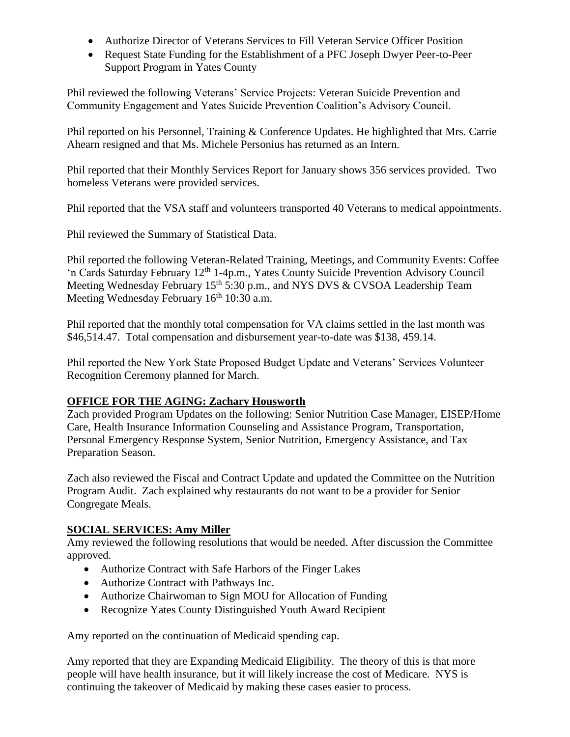- Authorize Director of Veterans Services to Fill Veteran Service Officer Position
- Request State Funding for the Establishment of a PFC Joseph Dwyer Peer-to-Peer Support Program in Yates County

Phil reviewed the following Veterans' Service Projects: Veteran Suicide Prevention and Community Engagement and Yates Suicide Prevention Coalition's Advisory Council.

Phil reported on his Personnel, Training & Conference Updates. He highlighted that Mrs. Carrie Ahearn resigned and that Ms. Michele Personius has returned as an Intern.

Phil reported that their Monthly Services Report for January shows 356 services provided. Two homeless Veterans were provided services.

Phil reported that the VSA staff and volunteers transported 40 Veterans to medical appointments.

Phil reviewed the Summary of Statistical Data.

Phil reported the following Veteran-Related Training, Meetings, and Community Events: Coffee 'n Cards Saturday February 12th 1-4p.m., Yates County Suicide Prevention Advisory Council Meeting Wednesday February 15th 5:30 p.m., and NYS DVS & CVSOA Leadership Team Meeting Wednesday February 16th 10:30 a.m.

Phil reported that the monthly total compensation for VA claims settled in the last month was $46,514.47. Total compensation and disbursement year-to-date was $138, 459.14.

Phil reported the New York State Proposed Budget Update and Veterans' Services Volunteer Recognition Ceremony planned for March.

**OFFICE FOR THE AGING: Zachary Housworth**

Zach provided Program Updates on the following: Senior Nutrition Case Manager, EISEP/Home Care, Health Insurance Information Counseling and Assistance Program, Transportation, Personal Emergency Response System, Senior Nutrition, Emergency Assistance, and Tax Preparation Season.

Zach also reviewed the Fiscal and Contract Update and updated the Committee on the Nutrition Program Audit. Zach explained why restaurants do not want to be a provider for Senior Congregate Meals.

**SOCIAL SERVICES: Amy Miller**

Amy reviewed the following resolutions that would be needed. After discussion the Committee approved.

- Authorize Contract with Safe Harbors of the Finger Lakes
- Authorize Contract with Pathways Inc.
- Authorize Chairwoman to Sign MOU for Allocation of Funding
- Recognize Yates County Distinguished Youth Award Recipient

Amy reported on the continuation of Medicaid spending cap.

Amy reported that they are Expanding Medicaid Eligibility. The theory of this is that more people will have health insurance, but it will likely increase the cost of Medicare. NYS is continuing the takeover of Medicaid by making these cases easier to process.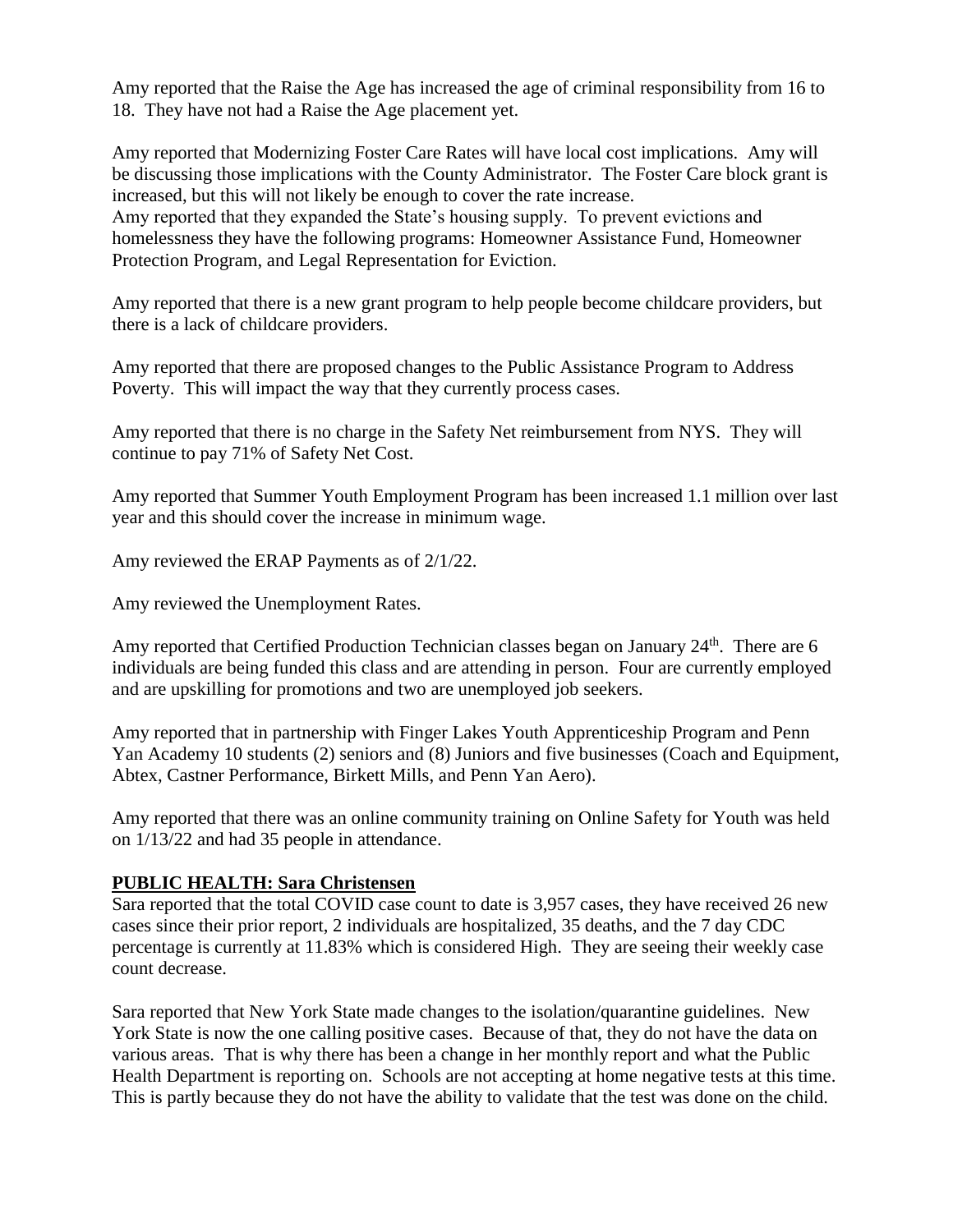Amy reported that the Raise the Age has increased the age of criminal responsibility from 16 to 18. They have not had a Raise the Age placement yet.

Amy reported that Modernizing Foster Care Rates will have local cost implications. Amy will be discussing those implications with the County Administrator. The Foster Care block grant is increased, but this will not likely be enough to cover the rate increase.
Amy reported that they expanded the State's housing supply. To prevent evictions and homelessness they have the following programs: Homeowner Assistance Fund, Homeowner Protection Program, and Legal Representation for Eviction.

Amy reported that there is a new grant program to help people become childcare providers, but there is a lack of childcare providers.

Amy reported that there are proposed changes to the Public Assistance Program to Address Poverty. This will impact the way that they currently process cases.

Amy reported that there is no charge in the Safety Net reimbursement from NYS. They will continue to pay 71% of Safety Net Cost.

Amy reported that Summer Youth Employment Program has been increased 1.1 million over last year and this should cover the increase in minimum wage.

Amy reviewed the ERAP Payments as of 2/1/22.

Amy reviewed the Unemployment Rates.

Amy reported that Certified Production Technician classes began on January 24th. There are 6 individuals are being funded this class and are attending in person. Four are currently employed and are upskilling for promotions and two are unemployed job seekers.

Amy reported that in partnership with Finger Lakes Youth Apprenticeship Program and Penn Yan Academy 10 students (2) seniors and (8) Juniors and five businesses (Coach and Equipment, Abtex, Castner Performance, Birkett Mills, and Penn Yan Aero).

Amy reported that there was an online community training on Online Safety for Youth was held on 1/13/22 and had 35 people in attendance.

**PUBLIC HEALTH: Sara Christensen**

Sara reported that the total COVID case count to date is 3,957 cases, they have received 26 new cases since their prior report, 2 individuals are hospitalized, 35 deaths, and the 7 day CDC percentage is currently at 11.83% which is considered High. They are seeing their weekly case count decrease.

Sara reported that New York State made changes to the isolation/quarantine guidelines. New York State is now the one calling positive cases. Because of that, they do not have the data on various areas. That is why there has been a change in her monthly report and what the Public Health Department is reporting on. Schools are not accepting at home negative tests at this time. This is partly because they do not have the ability to validate that the test was done on the child.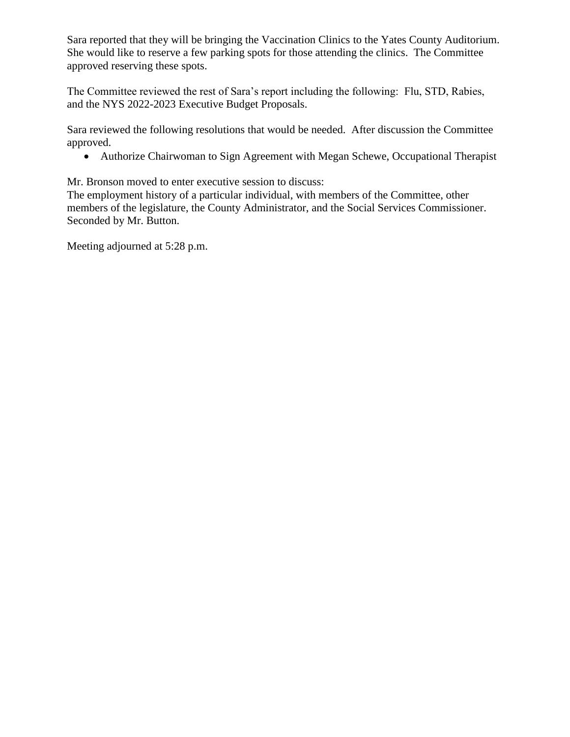Sara reported that they will be bringing the Vaccination Clinics to the Yates County Auditorium. She would like to reserve a few parking spots for those attending the clinics. The Committee approved reserving these spots.

The Committee reviewed the rest of Sara's report including the following: Flu, STD, Rabies, and the NYS 2022-2023 Executive Budget Proposals.

Sara reviewed the following resolutions that would be needed. After discussion the Committee approved.

- Authorize Chairwoman to Sign Agreement with Megan Schewe, Occupational Therapist

Mr. Bronson moved to enter executive session to discuss:
The employment history of a particular individual, with members of the Committee, other members of the legislature, the County Administrator, and the Social Services Commissioner. Seconded by Mr. Button.

Meeting adjourned at 5:28 p.m.